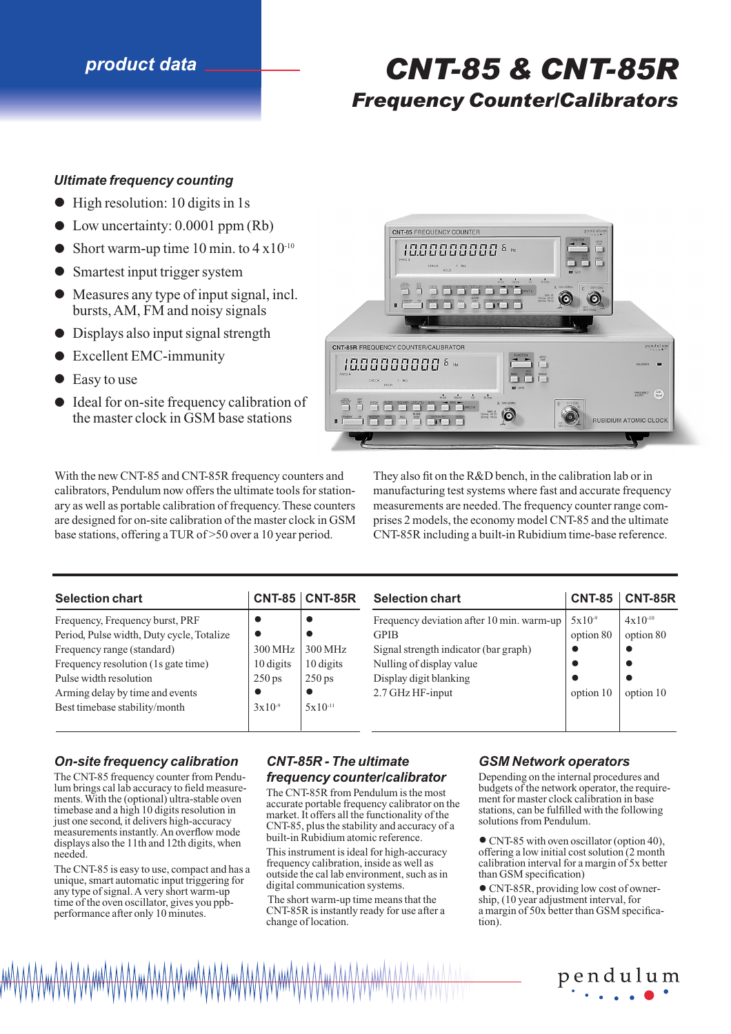product data

# CNT-85 & CNT-85R

## Frequency Counter/Calibrators

### Ultimate frequency counting

- High resolution: 10 digits in 1s
- Low uncertainty: 0.0001 ppm (Rb)
- Short warm-up time 10 min. to 4 x$10^{-10}$
- Smartest input trigger system
- Measures any type of input signal, incl. bursts, AM, FM and noisy signals
- Displays also input signal strength
- Excellent EMC-immunity
- Easy to use
- Ideal for on-site frequency calibration of the master clock in GSM base stations

With the new CNT-85 and CNT-85R frequency counters and calibrators, Pendulum now offers the ultimate tools for stationary as well as portable calibration of frequency. These counters are designed for on-site calibration of the master clock in GSM base stations, offering a TUR of >50 over a 10 year period.

They also fit on the R&D bench, in the calibration lab or in manufacturing test systems where fast and accurate frequency measurements are needed. The frequency counter range comprises 2 models, the economy model CNT-85 and the ultimate CNT-85R including a built-in Rubidium time-base reference.

| Selection chart | CNT-85 | CNT-85R |
|---|---|---|
| Frequency, Frequency burst, PRF | ● | ● |
| Period, Pulse width, Duty cycle, Totalize | ● | ● |
| Frequency range (standard) | 300 MHz | 300 MHz |
| Frequency resolution (1s gate time) | 10 digits | 10 digits |
| Pulse width resolution | 250 ps | 250 ps |
| Arming delay by time and events | ● | ● |
| Best timebase stability/month | 3x$10^{-9}$ | 5x$10^{-11}$ |

| Selection chart | CNT-85 | CNT-85R |
|---|---|---|
| Frequency deviation after 10 min. warm-up | 5x$10^{-9}$ | 4x$10^{-10}$ |
| GPIB | option 80 | option 80 |
| Signal strength indicator (bar graph) | ● | ● |
| Nulling of display value | ● | ● |
| Display digit blanking | ● | ● |
| 2.7 GHz HF-input | option 10 | option 10 |

### On-site frequency calibration

The CNT-85 frequency counter from Pendulum brings cal lab accuracy to field measurements. With the (optional) ultra-stable oven timebase and a high 10 digits resolution in just one second, it delivers high-accuracy measurements instantly. An overflow mode displays also the 11th and 12th digits, when needed.

The CNT-85 is easy to use, compact and has a unique, smart automatic input triggering for any type of signal. A very short warm-up time of the oven oscillator, gives you ppb-performance after only 10 minutes.

### CNT-85R - The ultimate frequency counter/calibrator

The CNT-85R from Pendulum is the most accurate portable frequency calibrator on the market. It offers all the functionality of the CNT-85, plus the stability and accuracy of a built-in Rubidium atomic reference.

This instrument is ideal for high-accuracy frequency calibration, inside as well as outside the cal lab environment, such as in digital communication systems.

The short warm-up time means that the CNT-85R is instantly ready for use after a change of location.

### GSM Network operators

Depending on the internal procedures and budgets of the network operator, the requirement for master clock calibration in base stations, can be fulfilled with the following solutions from Pendulum.

- CNT-85 with oven oscillator (option 40), offering a low initial cost solution (2 month calibration interval for a margin of 5x better than GSM specification)
- CNT-85R, providing low cost of ownership, (10 year adjustment interval, for a margin of 50x better than GSM specification).

pendulum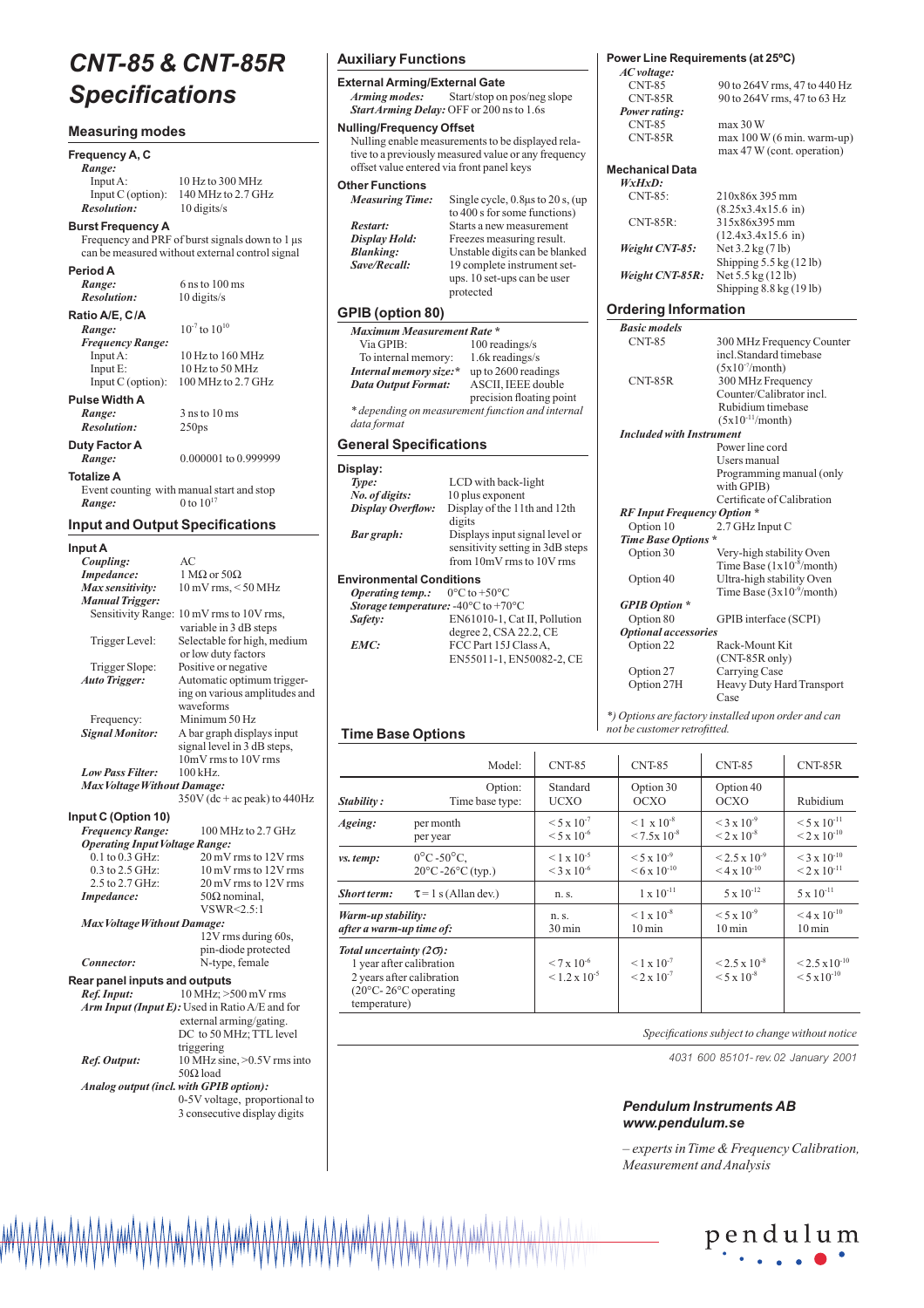# CNT-85 & CNT-85R Specifications

## Measuring modes

### Frequency A, C

***Range:***

| | |
|---|---|
| Input A: | 10 Hz to 300 MHz |
| Input C (option): | 140 MHz to 2.7 GHz |
| ***Resolution:*** | 10 digits/s |

### Burst Frequency A

Frequency and PRF of burst signals down to 1 µs can be measured without external control signal

### Period A

| | |
|---|---|
| ***Range:*** | 6 ns to 100 ms |
| ***Resolution:*** | 10 digits/s |

### Ratio A/E, C/A

| | |
|---|---|
| ***Range:*** | $10^{-7}$ to $10^{10}$ |
| ***Frequency Range:*** | |
| Input A: | 10 Hz to 160 MHz |
| Input E: | 10 Hz to 50 MHz |
| Input C (option): | 100 MHz to 2.7 GHz |

### Pulse Width A

| | |
|---|---|
| ***Range:*** | 3 ns to 10 ms |
| ***Resolution:*** | 250ps |

### Duty Factor A

| | |
|---|---|
| ***Range:*** | 0.000001 to 0.999999 |

### Totalize A

Event counting with manual start and stop

***Range:*** 0 to $10^{17}$

## Input and Output Specifications

### Input A

| | |
|---|---|
| ***Coupling:*** | AC |
| ***Impedance:*** | 1 MΩ or 50Ω |
| ***Max sensitivity:*** | 10 mV rms, < 50 MHz |
| ***Manual Trigger:*** | |
| Sensitivity Range: | 10 mV rms to 10V rms, variable in 3 dB steps |
| Trigger Level: | Selectable for high, medium or low duty factors |
| Trigger Slope: | Positive or negative |
| ***Auto Trigger:*** | Automatic optimum triggering on various amplitudes and waveforms |
| Frequency: | Minimum 50 Hz |
| ***Signal Monitor:*** | A bar graph displays input signal level in 3 dB steps, 10mV rms to 10V rms |
| ***Low Pass Filter:*** | 100 kHz. |
| ***Max Voltage Without Damage:*** | 350V (dc + ac peak) to 440Hz |

### Input C (Option 10)

| | |
|---|---|
| ***Frequency Range:*** | 100 MHz to 2.7 GHz |
| ***Operating Input Voltage Range:*** | |
| 0.1 to 0.3 GHz: | 20 mV rms to 12V rms |
| 0.3 to 2.5 GHz: | 10 mV rms to 12V rms |
| 2.5 to 2.7 GHz: | 20 mV rms to 12V rms |
| ***Impedance:*** | 50Ω nominal, VSWR<2.5:1 |
| ***Max Voltage Without Damage:*** | 12V rms during 60s, pin-diode protected |
| ***Connector:*** | N-type, female |

### Rear panel inputs and outputs

| | |
|---|---|
| ***Ref. Input:*** | 10 MHz; >500 mV rms |
| ***Arm Input (Input E):*** | Used in Ratio A/E and for external arming/gating. DC to 50 MHz; TTL level triggering |
| ***Ref. Output:*** | 10 MHz sine, >0.5V rms into 50Ω load |
| ***Analog output (incl. with GPIB option):*** | 0-5V voltage, proportional to 3 consecutive display digits |

## Auxiliary Functions

### External Arming/External Gate

| | |
|---|---|
| ***Arming modes:*** | Start/stop on pos/neg slope |
| ***Start Arming Delay:*** | OFF or 200 ns to 1.6s |

### Nulling/Frequency Offset

Nulling enable measurements to be displayed relative to a previously measured value or any frequency offset value entered via front panel keys

### Other Functions

| | |
|---|---|
| ***Measuring Time:*** | Single cycle, 0.8µs to 20 s, (up to 400 s for some functions) |
| ***Restart:*** | Starts a new measurement |
| ***Display Hold:*** | Freezes measuring result. |
| ***Blanking:*** | Unstable digits can be blanked |
| ***Save/Recall:*** | 19 complete instrument set-ups. 10 set-ups can be user protected |

## GPIB (option 80)

| | |
|---|---|
| ***Maximum Measurement Rate \**** | |
| Via GPIB: | 100 readings/s |
| To internal memory: | 1.6k readings/s |
| ***Internal memory size:**** | up to 2600 readings |
| ***Data Output Format:*** | ASCII, IEEE double precision floating point |

*\* depending on measurement function and internal data format*

## General Specifications

### Display:

| | |
|---|---|
| ***Type:*** | LCD with back-light |
| ***No. of digits:*** | 10 plus exponent |
| ***Display Overflow:*** | Display of the 11th and 12th digits |
| ***Bar graph:*** | Displays input signal level or sensitivity setting in 3dB steps from 10mV rms to 10V rms |

### Environmental Conditions

| | |
|---|---|
| ***Operating temp.:*** | 0°C to +50°C |
| ***Storage temperature:*** | -40°C to +70°C |
| ***Safety:*** | EN61010-1, Cat II, Pollution degree 2, CSA 22.2, CE |
| ***EMC:*** | FCC Part 15J Class A, EN55011-1, EN50082-2, CE |

## Power Line Requirements (at 25ºC)

| | |
|---|---|
| ***AC voltage:*** | |
| CNT-85 | 90 to 264V rms, 47 to 440 Hz |
| CNT-85R | 90 to 264V rms, 47 to 63 Hz |
| ***Power rating:*** | |
| CNT-85 | max 30 W |
| CNT-85R | max 100 W (6 min. warm-up) max 47 W (cont. operation) |

## Mechanical Data

| | |
|---|---|
| ***WxHxD:*** | |
| CNT-85: | 210x86x 395 mm (8.25x3.4x15.6 in) |
| CNT-85R: | 315x86x395 mm (12.4x3.4x15.6 in) |
| ***Weight CNT-85:*** | Net 3.2 kg (7 lb) Shipping 5.5 kg (12 lb) |
| ***Weight CNT-85R:*** | Net 5.5 kg (12 lb) Shipping 8.8 kg (19 lb) |

## Ordering Information

| | |
|---|---|
| ***Basic models*** | |
| CNT-85 | 300 MHz Frequency Counter incl.Standard timebase ($5x10^{-7}$/month) |
| CNT-85R | 300 MHz Frequency Counter/Calibrator incl. Rubidium timebase ($5x10^{-11}$/month) |
| ***Included with Instrument*** | |
| | Power line cord |
| | Users manual |
| | Programming manual (only with GPIB) |
| | Certificate of Calibration |
| ***RF Input Frequency Option \**** | |
| Option 10 | 2.7 GHz Input C |
| ***Time Base Options \**** | |
| Option 30 | Very-high stability Oven Time Base ($1x10^{-8}$/month) |
| Option 40 | Ultra-high stability Oven Time Base ($3x10^{-9}$/month) |
| ***GPIB Option \**** | |
| Option 80 | GPIB interface (SCPI) |
| ***Optional accessories*** | |
| Option 22 | Rack-Mount Kit (CNT-85R only) |
| Option 27 | Carrying Case |
| Option 27H | Heavy Duty Hard Transport Case |

*\*) Options are factory installed upon order and can not be customer retrofitted.*

## Time Base Options

| | | Model: / Option: / Time base type: | CNT-85 / Standard / UCXO | CNT-85 / Option 30 / OCXO | CNT-85 / Option 40 / OCXO | CNT-85R / Rubidium |
|---|---|---|---|---|---|---|
| ***Stability :*** | | | | | | |
| ***Ageing:*** | per month | | $< 5 \times 10^{-7}$ | $< 1 \times 10^{-8}$ | $< 3 \times 10^{-9}$ | $< 5 \times 10^{-11}$ |
| | per year | | $< 5 \times 10^{-6}$ | $< 7.5 \times 10^{-8}$ | $< 2 \times 10^{-8}$ | $< 2 \times 10^{-10}$ |
| ***vs. temp:*** | 0°C -50°C, | | $< 1 \times 10^{-5}$ | $< 5 \times 10^{-9}$ | $< 2.5 \times 10^{-9}$ | $< 3 \times 10^{-10}$ |
| | 20°C -26°C (typ.) | | $< 3 \times 10^{-6}$ | $< 6 \times 10^{-10}$ | $< 4 \times 10^{-10}$ | $< 2 \times 10^{-11}$ |
| ***Short term:*** | $\tau$ = 1 s (Allan dev.) | | n. s. | $1 \times 10^{-11}$ | $5 \times 10^{-12}$ | $5 \times 10^{-11}$ |
| ***Warm-up stability: after a warm-up time of:*** | | | n. s. / 30 min | $< 1 \times 10^{-8}$ / 10 min | $< 5 \times 10^{-9}$ / 10 min | $< 4 \times 10^{-10}$ / 10 min |
| ***Total uncertainty ($2\sigma$):*** | 1 year after calibration | | $< 7 \times 10^{-6}$ | $< 1 \times 10^{-7}$ | $< 2.5 \times 10^{-8}$ | $< 2.5 \times 10^{-10}$ |
| | 2 years after calibration (20°C- 26°C operating temperature) | | $< 1.2 \times 10^{-5}$ | $< 2 \times 10^{-7}$ | $< 5 \times 10^{-8}$ | $< 5 \times 10^{-10}$ |

*Specifications subject to change without notice*

*4031 600 85101- rev. 02 January 2001*

***Pendulum Instruments AB***
***www.pendulum.se***

*– experts in Time & Frequency Calibration, Measurement and Analysis*

pendulum